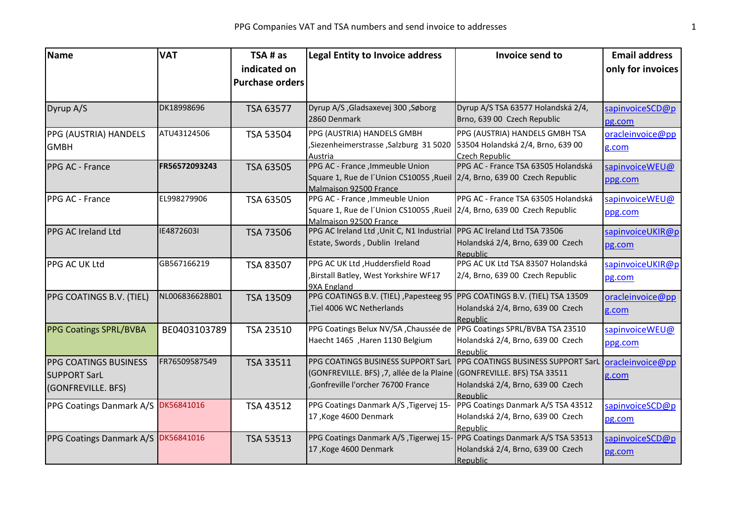# PPG Companies VAT and TSA numbers and send invoice to addresses

| Name | VAT | TSA # as indicated on Purchase orders | Legal Entity to Invoice address | Invoice send to | Email address only for invoices |
|---|---|---|---|---|---|
| Dyrup A/S | DK18998696 | TSA 63577 | Dyrup A/S ,Gladsaxevej 300 ,Søborg 2860 Denmark | Dyrup A/S TSA 63577 Holandská 2/4, Brno, 639 00 Czech Republic | sapinvoiceSCD@ppg.com |
| PPG (AUSTRIA) HANDELS GMBH | ATU43124506 | TSA 53504 | PPG (AUSTRIA) HANDELS GMBH ,Siezenheimerstrasse ,Salzburg 31 5020 Austria | PPG (AUSTRIA) HANDELS GMBH TSA 53504 Holandská 2/4, Brno, 639 00 Czech Republic | oracleinvoice@ppg.com |
| PPG AC - France | **FR56572093243** | TSA 63505 | PPG AC - France ,Immeuble Union Square 1, Rue de l´Union CS10055 ,Rueil Malmaison 92500 France | PPG AC - France TSA 63505 Holandská 2/4, Brno, 639 00 Czech Republic | sapinvoiceWEU@ppg.com |
| PPG AC - France | EL998279906 | TSA 63505 | PPG AC - France ,Immeuble Union Square 1, Rue de l´Union CS10055 ,Rueil Malmaison 92500 France | PPG AC - France TSA 63505 Holandská 2/4, Brno, 639 00 Czech Republic | sapinvoiceWEU@ppg.com |
| PPG AC Ireland Ltd | IE4872603I | TSA 73506 | PPG AC Ireland Ltd ,Unit C, N1 Industrial Estate, Swords , Dublin Ireland | PPG AC Ireland Ltd TSA 73506 Holandská 2/4, Brno, 639 00 Czech Republic | sapinvoiceUKIR@ppg.com |
| PPG AC UK Ltd | GB567166219 | TSA 83507 | PPG AC UK Ltd ,Huddersfield Road ,Birstall Batley, West Yorkshire WF17 9XA England | PPG AC UK Ltd TSA 83507 Holandská 2/4, Brno, 639 00 Czech Republic | sapinvoiceUKIR@ppg.com |
| PPG COATINGS B.V. (TIEL) | NL006836628B01 | TSA 13509 | PPG COATINGS B.V. (TIEL) ,Papesteeg 95 ,Tiel 4006 WC Netherlands | PPG COATINGS B.V. (TIEL) TSA 13509 Holandská 2/4, Brno, 639 00 Czech Republic | oracleinvoice@ppg.com |
| PPG Coatings SPRL/BVBA | BE0403103789 | TSA 23510 | PPG Coatings Belux NV/SA ,Chaussée de Haecht 1465 ,Haren 1130 Belgium | PPG Coatings SPRL/BVBA TSA 23510 Holandská 2/4, Brno, 639 00 Czech Republic | sapinvoiceWEU@ppg.com |
| PPG COATINGS BUSINESS SUPPORT SarL (GONFREVILLE. BFS) | FR76509587549 | TSA 33511 | PPG COATINGS BUSINESS SUPPORT SarL (GONFREVILLE. BFS) ,7, allée de la Plaine ,Gonfreville l'orcher 76700 France | PPG COATINGS BUSINESS SUPPORT SarL (GONFREVILLE. BFS) TSA 33511 Holandská 2/4, Brno, 639 00 Czech Republic | oracleinvoice@ppg.com |
| PPG Coatings Danmark A/S | DK56841016 | TSA 43512 | PPG Coatings Danmark A/S ,Tigervej 15-17 ,Koge 4600 Denmark | PPG Coatings Danmark A/S TSA 43512 Holandská 2/4, Brno, 639 00 Czech Republic | sapinvoiceSCD@ppg.com |
| PPG Coatings Danmark A/S | DK56841016 | TSA 53513 | PPG Coatings Danmark A/S ,Tigerwej 15-17 ,Koge 4600 Denmark | PPG Coatings Danmark A/S TSA 53513 Holandská 2/4, Brno, 639 00 Czech Republic | sapinvoiceSCD@ppg.com |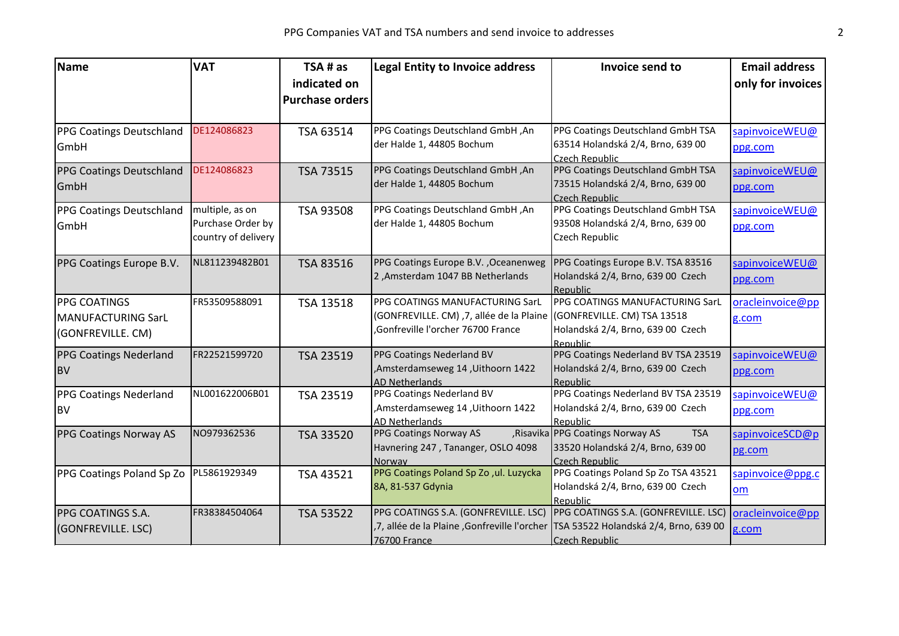| Name | VAT | TSA # as indicated on Purchase orders | Legal Entity to Invoice address | Invoice send to | Email address only for invoices |
|---|---|---|---|---|---|
| PPG Coatings Deutschland GmbH | DE124086823 | TSA 63514 | PPG Coatings Deutschland GmbH ,An der Halde 1, 44805 Bochum | PPG Coatings Deutschland GmbH TSA 63514 Holandská 2/4, Brno, 639 00 Czech Republic | sapinvoiceWEU@ppg.com |
| PPG Coatings Deutschland GmbH | DE124086823 | TSA 73515 | PPG Coatings Deutschland GmbH ,An der Halde 1, 44805 Bochum | PPG Coatings Deutschland GmbH TSA 73515 Holandská 2/4, Brno, 639 00 Czech Republic | sapinvoiceWEU@ppg.com |
| PPG Coatings Deutschland GmbH | multiple, as on Purchase Order by country of delivery | TSA 93508 | PPG Coatings Deutschland GmbH ,An der Halde 1, 44805 Bochum | PPG Coatings Deutschland GmbH TSA 93508 Holandská 2/4, Brno, 639 00 Czech Republic | sapinvoiceWEU@ppg.com |
| PPG Coatings Europe B.V. | NL811239482B01 | TSA 83516 | PPG Coatings Europe B.V. ,Oceanenweg 2 ,Amsterdam 1047 BB Netherlands | PPG Coatings Europe B.V. TSA 83516 Holandská 2/4, Brno, 639 00 Czech Republic | sapinvoiceWEU@ppg.com |
| PPG COATINGS MANUFACTURING SarL (GONFREVILLE. CM) | FR53509588091 | TSA 13518 | PPG COATINGS MANUFACTURING SarL (GONFREVILLE. CM) ,7, allée de la Plaine ,Gonfreville l'orcher 76700 France | PPG COATINGS MANUFACTURING SarL (GONFREVILLE. CM) TSA 13518 Holandská 2/4, Brno, 639 00 Czech Republic | oracleinvoice@ppg.com |
| PPG Coatings Nederland BV | FR22521599720 | TSA 23519 | PPG Coatings Nederland BV ,Amsterdamseweg 14 ,Uithoorn 1422 AD Netherlands | PPG Coatings Nederland BV TSA 23519 Holandská 2/4, Brno, 639 00 Czech Republic | sapinvoiceWEU@ppg.com |
| PPG Coatings Nederland BV | NL001622006B01 | TSA 23519 | PPG Coatings Nederland BV ,Amsterdamseweg 14 ,Uithoorn 1422 AD Netherlands | PPG Coatings Nederland BV TSA 23519 Holandská 2/4, Brno, 639 00 Czech Republic | sapinvoiceWEU@ppg.com |
| PPG Coatings Norway AS | NO979362536 | TSA 33520 | PPG Coatings Norway AS ,Risavika Havnering 247 , Tananger, OSLO 4098 Norway | PPG Coatings Norway AS TSA 33520 Holandská 2/4, Brno, 639 00 Czech Republic | sapinvoiceSCD@ppg.com |
| PPG Coatings Poland Sp Zo | PL5861929349 | TSA 43521 | PPG Coatings Poland Sp Zo ,ul. Luzycka 8A, 81-537 Gdynia | PPG Coatings Poland Sp Zo TSA 43521 Holandská 2/4, Brno, 639 00 Czech Republic | sapinvoice@ppg.com |
| PPG COATINGS S.A. (GONFREVILLE. LSC) | FR38384504064 | TSA 53522 | PPG COATINGS S.A. (GONFREVILLE. LSC) ,7, allée de la Plaine ,Gonfreville l'orcher 76700 France | PPG COATINGS S.A. (GONFREVILLE. LSC) TSA 53522 Holandská 2/4, Brno, 639 00 Czech Republic | oracleinvoice@ppg.com |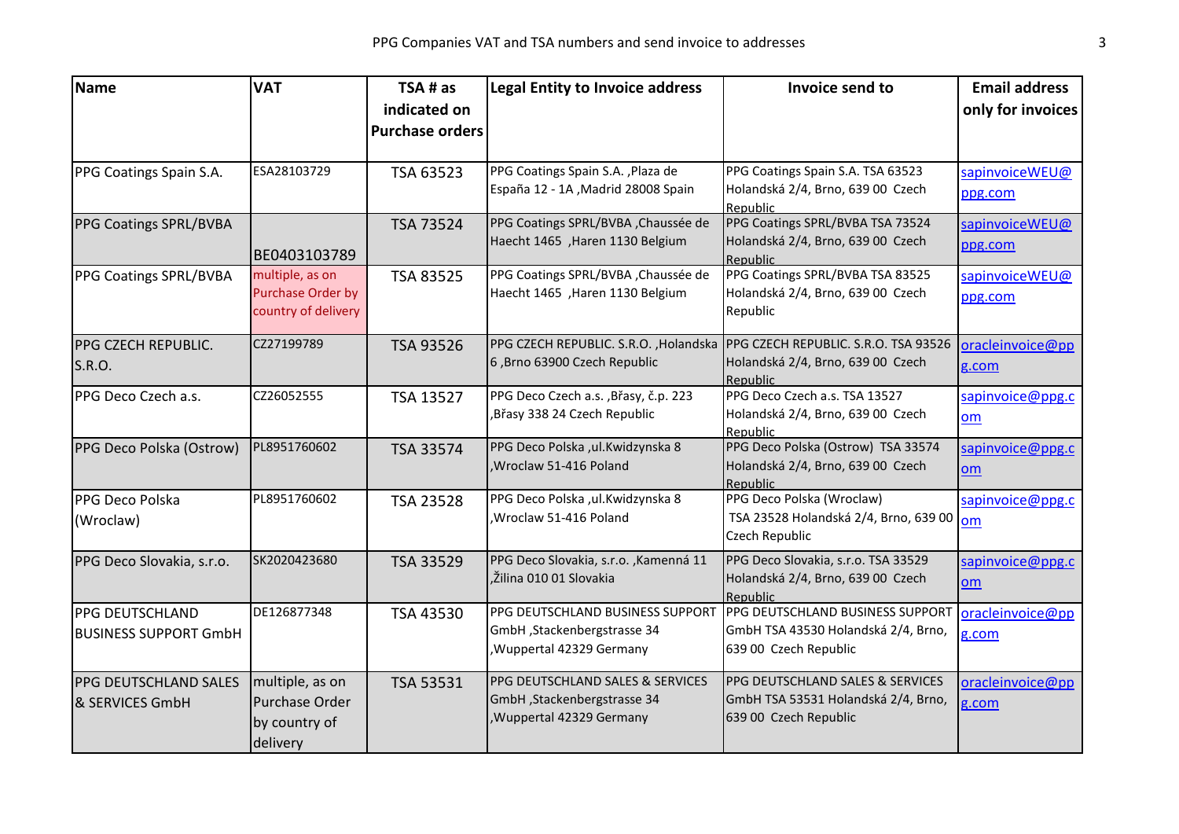| Name | VAT | TSA # as indicated on Purchase orders | Legal Entity to Invoice address | Invoice send to | Email address only for invoices |
|---|---|---|---|---|---|
| PPG Coatings Spain S.A. | ESA28103729 | TSA 63523 | PPG Coatings Spain S.A. ,Plaza de España 12 - 1A ,Madrid 28008 Spain | PPG Coatings Spain S.A. TSA 63523 Holandská 2/4, Brno, 639 00 Czech Republic | sapinvoiceWEU@ppg.com |
| PPG Coatings SPRL/BVBA | BE0403103789 | TSA 73524 | PPG Coatings SPRL/BVBA ,Chaussée de Haecht 1465 ,Haren 1130 Belgium | PPG Coatings SPRL/BVBA TSA 73524 Holandská 2/4, Brno, 639 00 Czech Republic | sapinvoiceWEU@ppg.com |
| PPG Coatings SPRL/BVBA | multiple, as on Purchase Order by country of delivery | TSA 83525 | PPG Coatings SPRL/BVBA ,Chaussée de Haecht 1465 ,Haren 1130 Belgium | PPG Coatings SPRL/BVBA TSA 83525 Holandská 2/4, Brno, 639 00 Czech Republic | sapinvoiceWEU@ppg.com |
| PPG CZECH REPUBLIC. S.R.O. | CZ27199789 | TSA 93526 | PPG CZECH REPUBLIC. S.R.O. ,Holandska 6 ,Brno 63900 Czech Republic | PPG CZECH REPUBLIC. S.R.O. TSA 93526 Holandská 2/4, Brno, 639 00 Czech Republic | oracleinvoice@ppg.com |
| PPG Deco Czech a.s. | CZ26052555 | TSA 13527 | PPG Deco Czech a.s. ,Břasy, č.p. 223 ,Břasy 338 24 Czech Republic | PPG Deco Czech a.s. TSA 13527 Holandská 2/4, Brno, 639 00 Czech Republic | sapinvoice@ppg.com |
| PPG Deco Polska (Ostrow) | PL8951760602 | TSA 33574 | PPG Deco Polska ,ul.Kwidzynska 8 ,Wroclaw 51-416 Poland | PPG Deco Polska (Ostrow) TSA 33574 Holandská 2/4, Brno, 639 00 Czech Republic | sapinvoice@ppg.com |
| PPG Deco Polska (Wroclaw) | PL8951760602 | TSA 23528 | PPG Deco Polska ,ul.Kwidzynska 8 ,Wroclaw 51-416 Poland | PPG Deco Polska (Wroclaw) TSA 23528 Holandská 2/4, Brno, 639 00 Czech Republic | sapinvoice@ppg.com |
| PPG Deco Slovakia, s.r.o. | SK2020423680 | TSA 33529 | PPG Deco Slovakia, s.r.o. ,Kamenná 11 ,Žilina 010 01 Slovakia | PPG Deco Slovakia, s.r.o. TSA 33529 Holandská 2/4, Brno, 639 00 Czech Republic | sapinvoice@ppg.com |
| PPG DEUTSCHLAND BUSINESS SUPPORT GmbH | DE126877348 | TSA 43530 | PPG DEUTSCHLAND BUSINESS SUPPORT GmbH ,Stackenbergstrasse 34 ,Wuppertal 42329 Germany | PPG DEUTSCHLAND BUSINESS SUPPORT GmbH TSA 43530 Holandská 2/4, Brno, 639 00 Czech Republic | oracleinvoice@ppg.com |
| PPG DEUTSCHLAND SALES & SERVICES GmbH | multiple, as on Purchase Order by country of delivery | TSA 53531 | PPG DEUTSCHLAND SALES & SERVICES GmbH ,Stackenbergstrasse 34 ,Wuppertal 42329 Germany | PPG DEUTSCHLAND SALES & SERVICES GmbH TSA 53531 Holandská 2/4, Brno, 639 00 Czech Republic | oracleinvoice@ppg.com |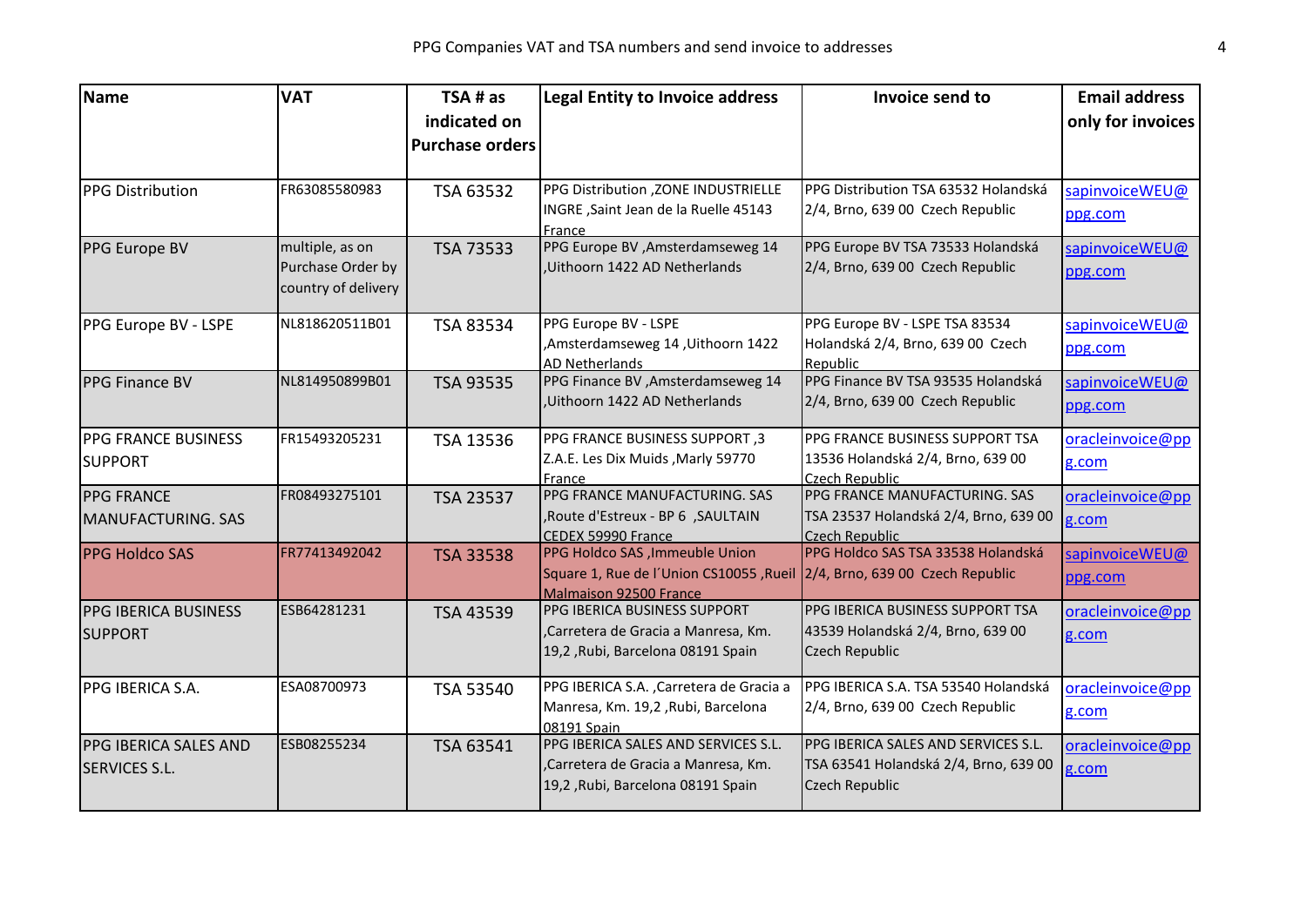| Name | VAT | TSA # as indicated on Purchase orders | Legal Entity to Invoice address | Invoice send to | Email address only for invoices |
|---|---|---|---|---|---|
| PPG Distribution | FR63085580983 | TSA 63532 | PPG Distribution ,ZONE INDUSTRIELLE INGRE ,Saint Jean de la Ruelle 45143 France | PPG Distribution TSA 63532 Holandská 2/4, Brno, 639 00 Czech Republic | sapinvoiceWEU@ppg.com |
| PPG Europe BV | multiple, as on Purchase Order by country of delivery | TSA 73533 | PPG Europe BV ,Amsterdamseweg 14 ,Uithoorn 1422 AD Netherlands | PPG Europe BV TSA 73533 Holandská 2/4, Brno, 639 00 Czech Republic | sapinvoiceWEU@ppg.com |
| PPG Europe BV - LSPE | NL818620511B01 | TSA 83534 | PPG Europe BV - LSPE ,Amsterdamseweg 14 ,Uithoorn 1422 AD Netherlands | PPG Europe BV - LSPE TSA 83534 Holandská 2/4, Brno, 639 00 Czech Republic | sapinvoiceWEU@ppg.com |
| PPG Finance BV | NL814950899B01 | TSA 93535 | PPG Finance BV ,Amsterdamseweg 14 ,Uithoorn 1422 AD Netherlands | PPG Finance BV TSA 93535 Holandská 2/4, Brno, 639 00 Czech Republic | sapinvoiceWEU@ppg.com |
| PPG FRANCE BUSINESS SUPPORT | FR15493205231 | TSA 13536 | PPG FRANCE BUSINESS SUPPORT ,3 Z.A.E. Les Dix Muids ,Marly 59770 France | PPG FRANCE BUSINESS SUPPORT TSA 13536 Holandská 2/4, Brno, 639 00 Czech Republic | oracleinvoice@ppg.com |
| PPG FRANCE MANUFACTURING. SAS | FR08493275101 | TSA 23537 | PPG FRANCE MANUFACTURING. SAS ,Route d'Estreux - BP 6 ,SAULTAIN CEDEX 59990 France | PPG FRANCE MANUFACTURING. SAS TSA 23537 Holandská 2/4, Brno, 639 00 Czech Republic | oracleinvoice@ppg.com |
| PPG Holdco SAS | FR77413492042 | TSA 33538 | PPG Holdco SAS ,Immeuble Union Square 1, Rue de l´Union CS10055 ,Rueil Malmaison 92500 France | PPG Holdco SAS TSA 33538 Holandská 2/4, Brno, 639 00 Czech Republic | sapinvoiceWEU@ppg.com |
| PPG IBERICA BUSINESS SUPPORT | ESB64281231 | TSA 43539 | PPG IBERICA BUSINESS SUPPORT ,Carretera de Gracia a Manresa, Km. 19,2 ,Rubi, Barcelona 08191 Spain | PPG IBERICA BUSINESS SUPPORT TSA 43539 Holandská 2/4, Brno, 639 00 Czech Republic | oracleinvoice@ppg.com |
| PPG IBERICA S.A. | ESA08700973 | TSA 53540 | PPG IBERICA S.A. ,Carretera de Gracia a Manresa, Km. 19,2 ,Rubi, Barcelona 08191 Spain | PPG IBERICA S.A. TSA 53540 Holandská 2/4, Brno, 639 00 Czech Republic | oracleinvoice@ppg.com |
| PPG IBERICA SALES AND SERVICES S.L. | ESB08255234 | TSA 63541 | PPG IBERICA SALES AND SERVICES S.L. ,Carretera de Gracia a Manresa, Km. 19,2 ,Rubi, Barcelona 08191 Spain | PPG IBERICA SALES AND SERVICES S.L. TSA 63541 Holandská 2/4, Brno, 639 00 Czech Republic | oracleinvoice@ppg.com |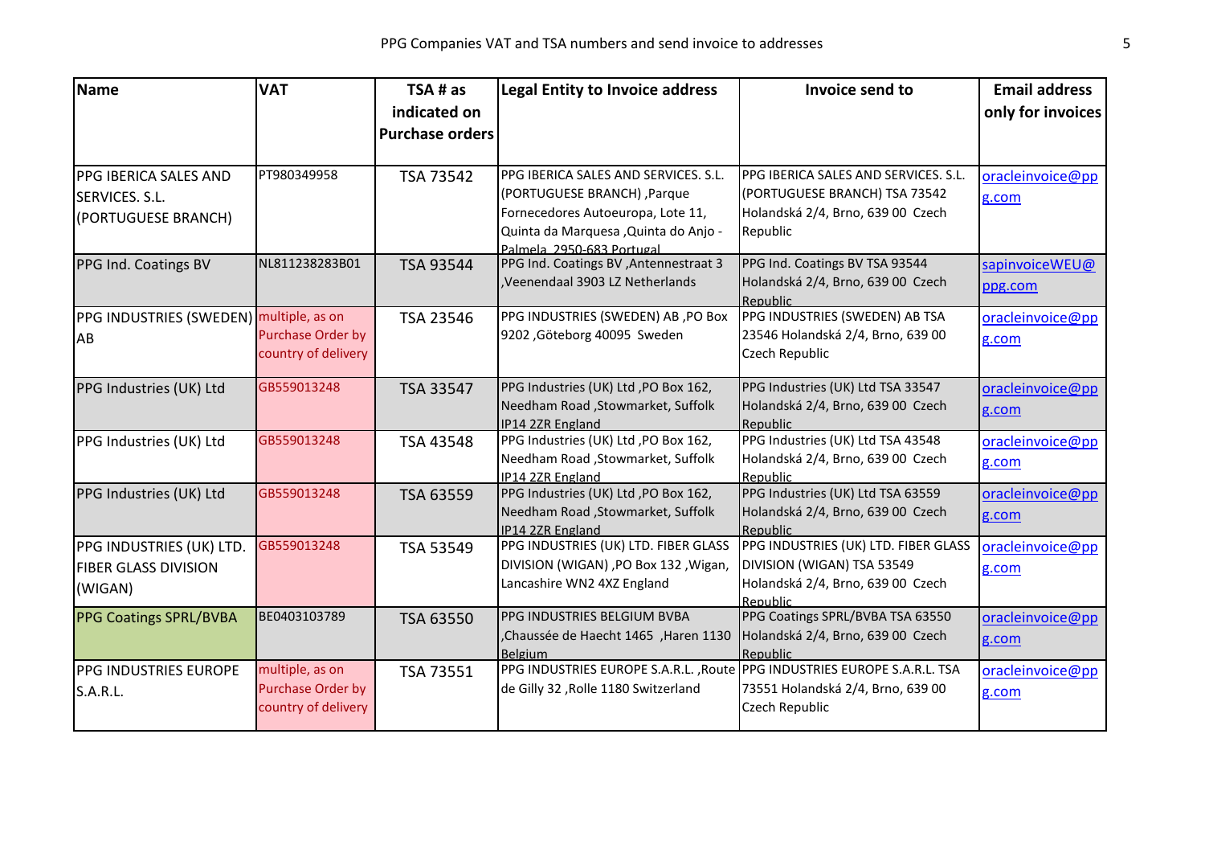| Name | VAT | TSA # as indicated on Purchase orders | Legal Entity to Invoice address | Invoice send to | Email address only for invoices |
|---|---|---|---|---|---|
| PPG IBERICA SALES AND SERVICES. S.L. (PORTUGUESE BRANCH) | PT980349958 | TSA 73542 | PPG IBERICA SALES AND SERVICES. S.L. (PORTUGUESE BRANCH) ,Parque Fornecedores Autoeuropa, Lote 11, Quinta da Marquesa ,Quinta do Anjo - Palmela 2950-683 Portugal | PPG IBERICA SALES AND SERVICES. S.L. (PORTUGUESE BRANCH) TSA 73542 Holandská 2/4, Brno, 639 00 Czech Republic | oracleinvoice@ppg.com |
| PPG Ind. Coatings BV | NL811238283B01 | TSA 93544 | PPG Ind. Coatings BV ,Antennestraat 3 ,Veenendaal 3903 LZ Netherlands | PPG Ind. Coatings BV TSA 93544 Holandská 2/4, Brno, 639 00 Czech Republic | sapinvoiceWEU@ppg.com |
| PPG INDUSTRIES (SWEDEN) AB | multiple, as on Purchase Order by country of delivery | TSA 23546 | PPG INDUSTRIES (SWEDEN) AB ,PO Box 9202 ,Göteborg 40095 Sweden | PPG INDUSTRIES (SWEDEN) AB TSA 23546 Holandská 2/4, Brno, 639 00 Czech Republic | oracleinvoice@ppg.com |
| PPG Industries (UK) Ltd | GB559013248 | TSA 33547 | PPG Industries (UK) Ltd ,PO Box 162, Needham Road ,Stowmarket, Suffolk IP14 2ZR England | PPG Industries (UK) Ltd TSA 33547 Holandská 2/4, Brno, 639 00 Czech Republic | oracleinvoice@ppg.com |
| PPG Industries (UK) Ltd | GB559013248 | TSA 43548 | PPG Industries (UK) Ltd ,PO Box 162, Needham Road ,Stowmarket, Suffolk IP14 2ZR England | PPG Industries (UK) Ltd TSA 43548 Holandská 2/4, Brno, 639 00 Czech Republic | oracleinvoice@ppg.com |
| PPG Industries (UK) Ltd | GB559013248 | TSA 63559 | PPG Industries (UK) Ltd ,PO Box 162, Needham Road ,Stowmarket, Suffolk IP14 2ZR England | PPG Industries (UK) Ltd TSA 63559 Holandská 2/4, Brno, 639 00 Czech Republic | oracleinvoice@ppg.com |
| PPG INDUSTRIES (UK) LTD. FIBER GLASS DIVISION (WIGAN) | GB559013248 | TSA 53549 | PPG INDUSTRIES (UK) LTD. FIBER GLASS DIVISION (WIGAN) ,PO Box 132 ,Wigan, Lancashire WN2 4XZ England | PPG INDUSTRIES (UK) LTD. FIBER GLASS DIVISION (WIGAN) TSA 53549 Holandská 2/4, Brno, 639 00 Czech Republic | oracleinvoice@ppg.com |
| PPG Coatings SPRL/BVBA | BE0403103789 | TSA 63550 | PPG INDUSTRIES BELGIUM BVBA ,Chaussée de Haecht 1465 ,Haren 1130 Belgium | PPG Coatings SPRL/BVBA TSA 63550 Holandská 2/4, Brno, 639 00 Czech Republic | oracleinvoice@ppg.com |
| PPG INDUSTRIES EUROPE S.A.R.L. | multiple, as on Purchase Order by country of delivery | TSA 73551 | PPG INDUSTRIES EUROPE S.A.R.L. ,Route de Gilly 32 ,Rolle 1180 Switzerland | PPG INDUSTRIES EUROPE S.A.R.L. TSA 73551 Holandská 2/4, Brno, 639 00 Czech Republic | oracleinvoice@ppg.com |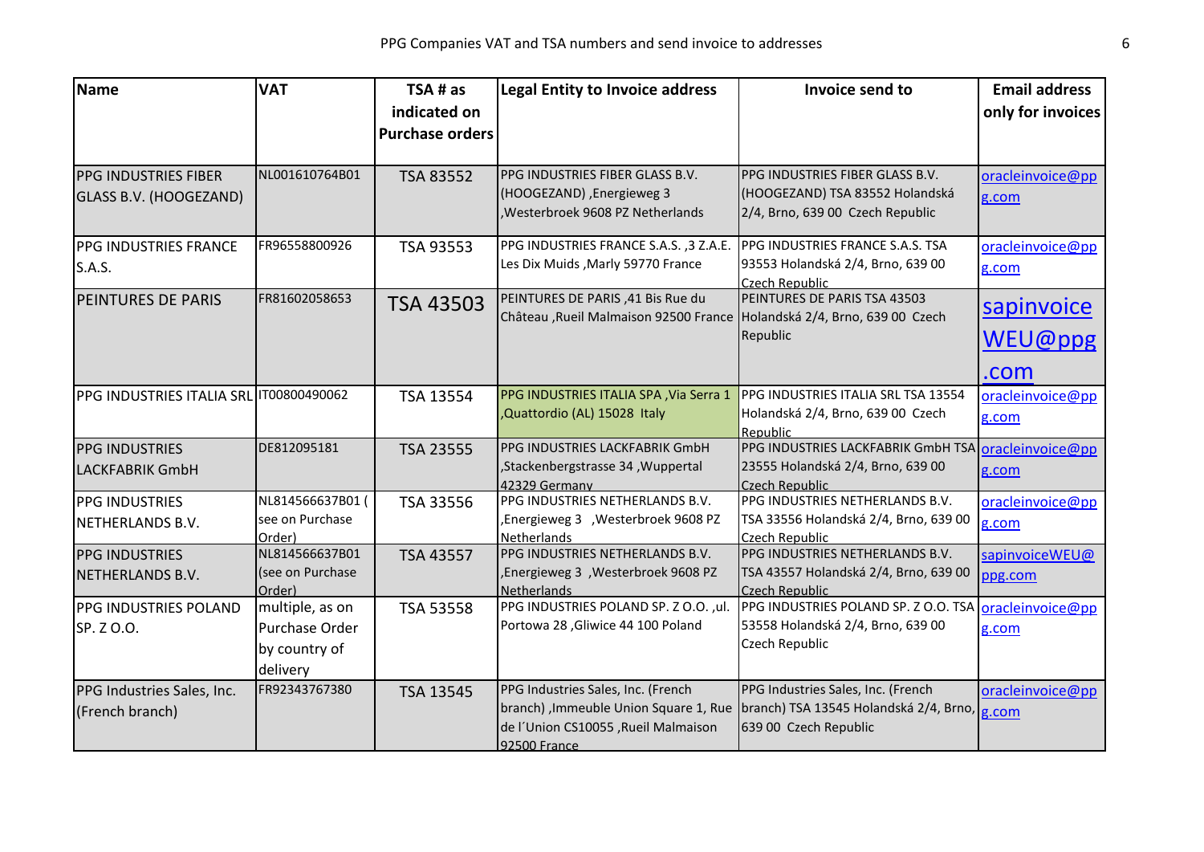| Name | VAT | TSA # as indicated on Purchase orders | Legal Entity to Invoice address | Invoice send to | Email address only for invoices |
|---|---|---|---|---|---|
| PPG INDUSTRIES FIBER GLASS B.V. (HOOGEZAND) | NL001610764B01 | TSA 83552 | PPG INDUSTRIES FIBER GLASS B.V. (HOOGEZAND) ,Energieweg 3 ,Westerbroek 9608 PZ Netherlands | PPG INDUSTRIES FIBER GLASS B.V. (HOOGEZAND) TSA 83552 Holandská 2/4, Brno, 639 00 Czech Republic | oracleinvoice@ppg.com |
| PPG INDUSTRIES FRANCE S.A.S. | FR96558800926 | TSA 93553 | PPG INDUSTRIES FRANCE S.A.S. ,3 Z.A.E. Les Dix Muids ,Marly 59770 France | PPG INDUSTRIES FRANCE S.A.S. TSA 93553 Holandská 2/4, Brno, 639 00 Czech Republic | oracleinvoice@ppg.com |
| PEINTURES DE PARIS | FR81602058653 | TSA 43503 | PEINTURES DE PARIS ,41 Bis Rue du Château ,Rueil Malmaison 92500 France | PEINTURES DE PARIS TSA 43503 Holandská 2/4, Brno, 639 00 Czech Republic | sapinvoiceWEU@ppg.com |
| PPG INDUSTRIES ITALIA SRL | IT00800490062 | TSA 13554 | PPG INDUSTRIES ITALIA SPA ,Via Serra 1 ,Quattordio (AL) 15028 Italy | PPG INDUSTRIES ITALIA SRL TSA 13554 Holandská 2/4, Brno, 639 00 Czech Republic | oracleinvoice@ppg.com |
| PPG INDUSTRIES LACKFABRIK GmbH | DE812095181 | TSA 23555 | PPG INDUSTRIES LACKFABRIK GmbH ,Stackenbergstrasse 34 ,Wuppertal 42329 Germany | PPG INDUSTRIES LACKFABRIK GmbH TSA 23555 Holandská 2/4, Brno, 639 00 Czech Republic | oracleinvoice@ppg.com |
| PPG INDUSTRIES NETHERLANDS B.V. | NL814566637B01 ( see on Purchase Order) | TSA 33556 | PPG INDUSTRIES NETHERLANDS B.V. ,Energieweg 3 ,Westerbroek 9608 PZ Netherlands | PPG INDUSTRIES NETHERLANDS B.V. TSA 33556 Holandská 2/4, Brno, 639 00 Czech Republic | oracleinvoice@ppg.com |
| PPG INDUSTRIES NETHERLANDS B.V. | NL814566637B01 (see on Purchase Order) | TSA 43557 | PPG INDUSTRIES NETHERLANDS B.V. ,Energieweg 3 ,Westerbroek 9608 PZ Netherlands | PPG INDUSTRIES NETHERLANDS B.V. TSA 43557 Holandská 2/4, Brno, 639 00 Czech Republic | sapinvoiceWEU@ppg.com |
| PPG INDUSTRIES POLAND SP. Z O.O. | multiple, as on Purchase Order by country of delivery | TSA 53558 | PPG INDUSTRIES POLAND SP. Z O.O. ,ul. Portowa 28 ,Gliwice 44 100 Poland | PPG INDUSTRIES POLAND SP. Z O.O. TSA 53558 Holandská 2/4, Brno, 639 00 Czech Republic | oracleinvoice@ppg.com |
| PPG Industries Sales, Inc. (French branch) | FR92343767380 | TSA 13545 | PPG Industries Sales, Inc. (French branch) ,Immeuble Union Square 1, Rue de l´Union CS10055 ,Rueil Malmaison 92500 France | PPG Industries Sales, Inc. (French branch) TSA 13545 Holandská 2/4, Brno, 639 00 Czech Republic | oracleinvoice@ppg.com |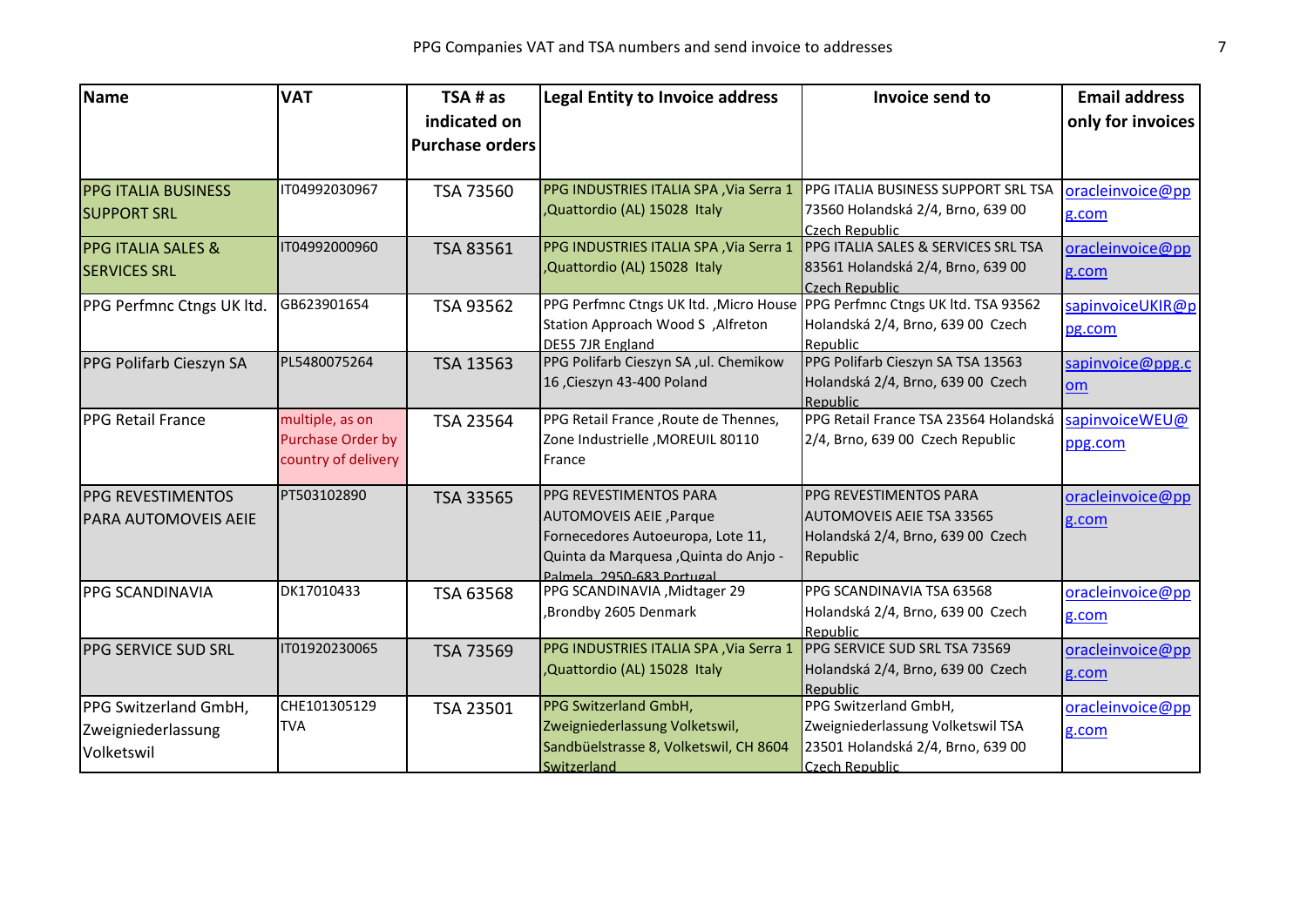| Name | VAT | TSA # as indicated on Purchase orders | Legal Entity to Invoice address | Invoice send to | Email address only for invoices |
|---|---|---|---|---|---|
| PPG ITALIA BUSINESS SUPPORT SRL | IT04992030967 | TSA 73560 | PPG INDUSTRIES ITALIA SPA ,Via Serra 1 ,Quattordio (AL) 15028 Italy | PPG ITALIA BUSINESS SUPPORT SRL TSA 73560 Holandská 2/4, Brno, 639 00 Czech Republic | oracleinvoice@ppg.com |
| PPG ITALIA SALES & SERVICES SRL | IT04992000960 | TSA 83561 | PPG INDUSTRIES ITALIA SPA ,Via Serra 1 ,Quattordio (AL) 15028 Italy | PPG ITALIA SALES & SERVICES SRL TSA 83561 Holandská 2/4, Brno, 639 00 Czech Republic | oracleinvoice@ppg.com |
| PPG Perfmnc Ctngs UK ltd. | GB623901654 | TSA 93562 | PPG Perfmnc Ctngs UK ltd. ,Micro House Station Approach Wood S ,Alfreton DE55 7JR England | PPG Perfmnc Ctngs UK ltd. TSA 93562 Holandská 2/4, Brno, 639 00 Czech Republic | sapinvoiceUKIR@ppg.com |
| PPG Polifarb Cieszyn SA | PL5480075264 | TSA 13563 | PPG Polifarb Cieszyn SA ,ul. Chemikow 16 ,Cieszyn 43-400 Poland | PPG Polifarb Cieszyn SA TSA 13563 Holandská 2/4, Brno, 639 00 Czech Republic | sapinvoice@ppg.com |
| PPG Retail France | multiple, as on Purchase Order by country of delivery | TSA 23564 | PPG Retail France ,Route de Thennes, Zone Industrielle ,MOREUIL 80110 France | PPG Retail France TSA 23564 Holandská 2/4, Brno, 639 00 Czech Republic | sapinvoiceWEU@ppg.com |
| PPG REVESTIMENTOS PARA AUTOMOVEIS AEIE | PT503102890 | TSA 33565 | PPG REVESTIMENTOS PARA AUTOMOVEIS AEIE ,Parque Fornecedores Autoeuropa, Lote 11, Quinta da Marquesa ,Quinta do Anjo - Palmela 2950-683 Portugal | PPG REVESTIMENTOS PARA AUTOMOVEIS AEIE TSA 33565 Holandská 2/4, Brno, 639 00 Czech Republic | oracleinvoice@ppg.com |
| PPG SCANDINAVIA | DK17010433 | TSA 63568 | PPG SCANDINAVIA ,Midtager 29 ,Brondby 2605 Denmark | PPG SCANDINAVIA TSA 63568 Holandská 2/4, Brno, 639 00 Czech Republic | oracleinvoice@ppg.com |
| PPG SERVICE SUD SRL | IT01920230065 | TSA 73569 | PPG INDUSTRIES ITALIA SPA ,Via Serra 1 ,Quattordio (AL) 15028 Italy | PPG SERVICE SUD SRL TSA 73569 Holandská 2/4, Brno, 639 00 Czech Republic | oracleinvoice@ppg.com |
| PPG Switzerland GmbH, Zweigniederlassung Volketswil | CHE101305129 TVA | TSA 23501 | PPG Switzerland GmbH, Zweigniederlassung Volketswil, Sandbüelstrasse 8, Volketswil, CH 8604 Switzerland | PPG Switzerland GmbH, Zweigniederlassung Volketswil TSA 23501 Holandská 2/4, Brno, 639 00 Czech Republic | oracleinvoice@ppg.com |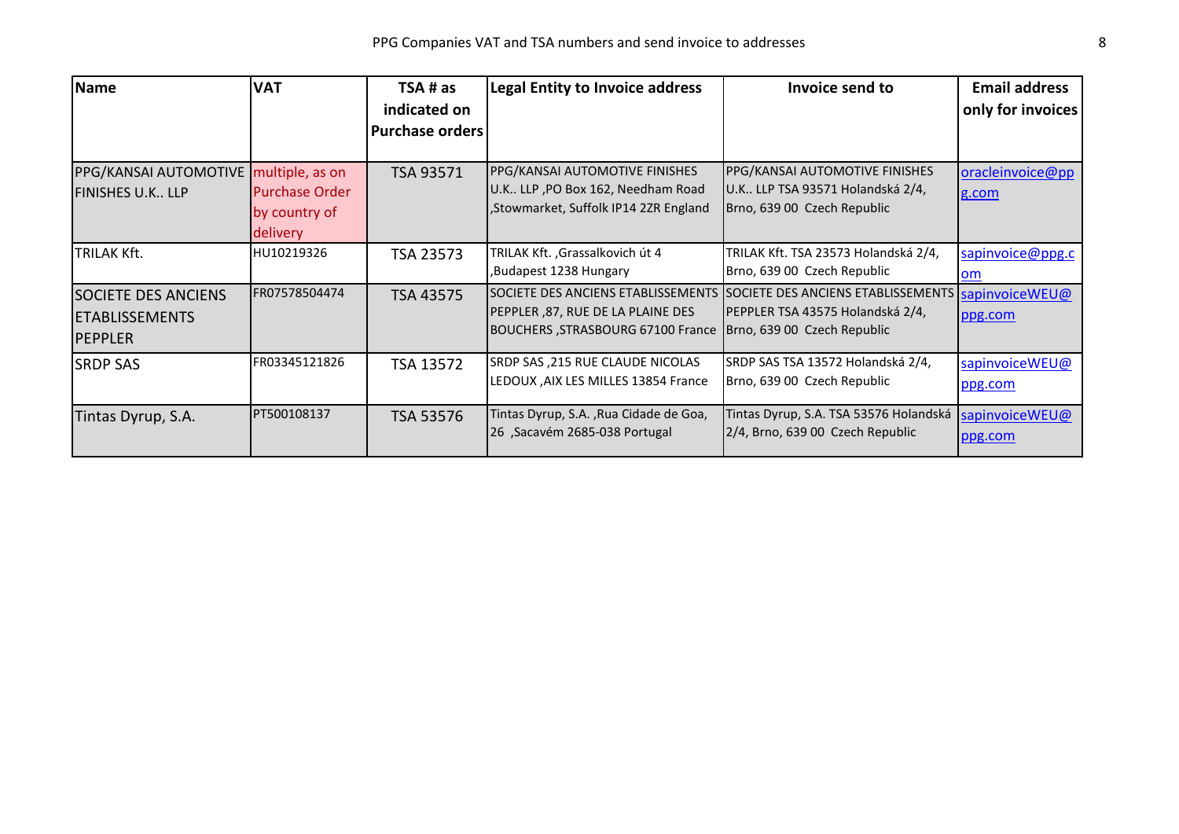| Name | VAT | TSA # as indicated on Purchase orders | Legal Entity to Invoice address | Invoice send to | Email address only for invoices |
|---|---|---|---|---|---|
| PPG/KANSAI AUTOMOTIVE FINISHES U.K.. LLP | multiple, as on Purchase Order by country of delivery | TSA 93571 | PPG/KANSAI AUTOMOTIVE FINISHES U.K.. LLP ,PO Box 162, Needham Road ,Stowmarket, Suffolk IP14 2ZR England | PPG/KANSAI AUTOMOTIVE FINISHES U.K.. LLP TSA 93571 Holandská 2/4, Brno, 639 00 Czech Republic | oracleinvoice@ppg.com |
| TRILAK Kft. | HU10219326 | TSA 23573 | TRILAK Kft. ,Grassalkovich út 4 ,Budapest 1238 Hungary | TRILAK Kft. TSA 23573 Holandská 2/4, Brno, 639 00 Czech Republic | sapinvoice@ppg.com |
| SOCIETE DES ANCIENS ETABLISSEMENTS PEPPLER | FR07578504474 | TSA 43575 | SOCIETE DES ANCIENS ETABLISSEMENTS PEPPLER ,87, RUE DE LA PLAINE DES BOUCHERS ,STRASBOURG 67100 France | SOCIETE DES ANCIENS ETABLISSEMENTS PEPPLER TSA 43575 Holandská 2/4, Brno, 639 00 Czech Republic | sapinvoiceWEU@ppg.com |
| SRDP SAS | FR03345121826 | TSA 13572 | SRDP SAS ,215 RUE CLAUDE NICOLAS LEDOUX ,AIX LES MILLES 13854 France | SRDP SAS TSA 13572 Holandská 2/4, Brno, 639 00 Czech Republic | sapinvoiceWEU@ppg.com |
| Tintas Dyrup, S.A. | PT500108137 | TSA 53576 | Tintas Dyrup, S.A. ,Rua Cidade de Goa, 26 ,Sacavém 2685-038 Portugal | Tintas Dyrup, S.A. TSA 53576 Holandská 2/4, Brno, 639 00 Czech Republic | sapinvoiceWEU@ppg.com |